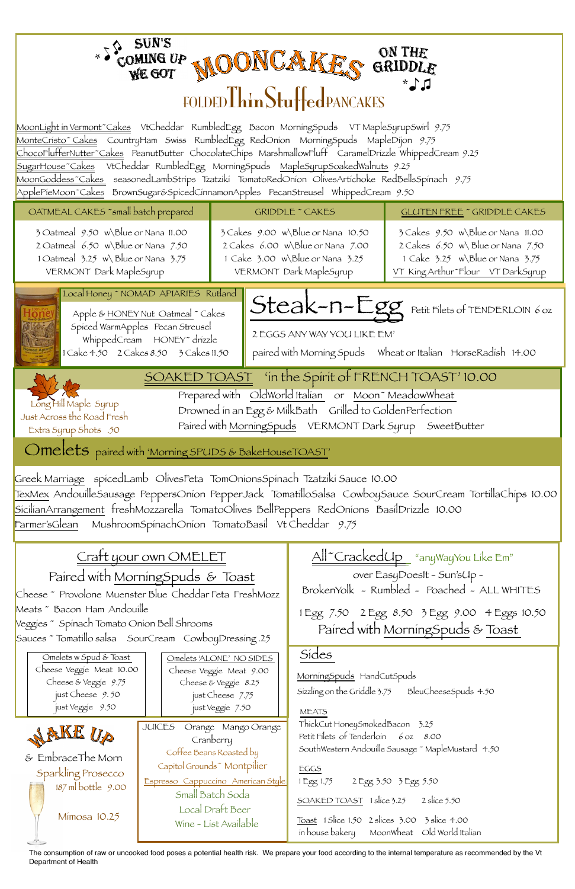# SUN'S COMING UP WE GOT MOONCAKES ON THE GRIDDLE

## FOLDED ThinStuffed PANCAKES

MoonLight in Vermont~Cakes VtCheddar RumbledEgg Bacon MorningSpuds VT MapleSyrupSwirl 9.75
MonteCristo~Cakes CountryHam Swiss RumbledEgg RedOnion MorningSpuds MapleDijon 9.75
ChocoFlufferNutter~Cakes PeanutButter ChocolateChips MarshmallowFluff CaramelDrizzle WhippedCream 9.25
SugarHouse~Cakes VtCheddar RumbledEgg MorningSpuds MapleSyrupSoakedWalnuts 9.25
MoonGoddess~Cakes seasonedLambStrips Tzatziki TomatoRedOnion OlivesArtichoke RedBellsSpinach 9.75
ApplePieMoon~Cakes BrownSugar&SpicedCinnamonApples PecanStreusel WhippedCream 9.50

| OATMEAL CAKES ~small batch prepared | GRIDDLE ~ CAKES | GLUTEN FREE ~ GRIDDLE CAKES |
|---|---|---|
| 3 Oatmeal 9.50 w\Blue or Nana 11.00 | 3 Cakes 9.00 w\Blue or Nana 10.50 | 3 Cakes 9.50 w\Blue or Nana 11.00 |
| 2 Oatmeal 6.50 w\Blue or Nana 7.50 | 2 Cakes 6.00 w\Blue or Nana 7.00 | 2 Cakes 6.50 w\ Blue or Nana 7.50 |
| 1 Oatmeal 3.25 w\ Blue or Nana 3.75 | 1 Cake 3.00 w\Blue or Nana 3.25 | 1 Cake 3.25 w\Blue or Nana 3.75 |
| VERMONT Dark MapleSyrup | VERMONT Dark MapleSyrup | VT King Arthur~Flour VT DarkSyrup |

Local Honey ~ NOMAD APIARIES Rutland

Apple & HONEY Nut Oatmeal ~ Cakes
Spiced WarmApples Pecan Streusel
WhippedCream HONEY~ drizzle
1 Cake 4.50 2 Cakes 8.50 3 Cakes 11.50

## Steak-n-Egg

Petit Filets of TENDERLOIN 6 oz
2 EGGS ANY WAY YOU LIKE EM'
paired with Morning Spuds Wheat or Italian HorseRadish 14.00

## SOAKED TOAST 'in the Spirit of FRENCH TOAST' 10.00

Prepared with OldWorld Italian or Moon~ MeadowWheat
Drowned in an Egg & MilkBath Grilled to GoldenPerfection
Paired with MorningSpuds VERMONT Dark Syrup SweetButter

Long Hill Maple Syrup
Just Across the Road Fresh
Extra Syrup Shots .50

## Omelets paired with 'Morning SPUDS & BakeHouseTOAST'

Greek Marriage spicedLamb OlivesFeta TomOnionsSpinach Tzatziki Sauce 10.00
TexMex AndouilleSausage PeppersOnion PepperJack TomatilloSalsa CowboySauce SourCream TortillaChips 10.00
SicilianArrangement freshMozzarella TomatoOlives BellPeppers RedOnions BasilDrizzle 10.00
Farmer'sGlean MushroomSpinachOnion TomatoBasil Vt Cheddar 9.75

## Craft your own OMELET

Paired with MorningSpuds & Toast

Cheese ~ Provolone Muenster Blue Cheddar Feta FreshMozz
Meats ~ Bacon Ham Andouille
Veggies ~ Spinach Tomato Onion Bell Shrooms
Sauces ~ Tomatillo salsa SourCream CowboyDressing .25

| Omelets w Spud & Toast | Omelets 'ALONE' NO SIDES |
|---|---|
| Cheese Veggie Meat 10.00 | Cheese Veggie Meat 9.00 |
| Cheese & Veggie 9.75 | Cheese & Veggie 8.25 |
| just Cheese 9.50 | just Cheese 7.75 |
| just Veggie 9.50 | just Veggie 7.50 |

## All~CrackedUp "anyWayYou Like Em"

over EasyDoesIt - Sun'sUp -
BrokenYolk - Rumbled - Poached - ALL WHITES

1 Egg 7.50 2 Egg 8.50 3 Egg 9.00 4 Eggs 10.50
Paired with MorningSpuds & Toast

## WAKE UP

& EmbraceThe Morn
Sparkling Prosecco
187 ml bottle 9.00
Mimosa 10.25

JUICES Orange Mango Orange Cranberry
Coffee Beans Roasted by Capitol Grounds~ Montpilier
Espresso Cappuccino American Style
Small Batch Soda
Local Draft Beer
Wine - List Available

## Sides

MorningSpuds HandCutSpuds
Sizzling on the Griddle 3.75 BleuCheeseSpuds 4.50

MEATS
ThickCut HoneySmokedBacon 3.25
Petit Filets of Tenderloin 6 oz 8.00
SouthWestern Andouille Sausage ~ MapleMustard 4.50

EGGS
1 Egg 1.75 2 Egg 3.50 3 Egg 5.50

SOAKED TOAST 1 slice 3.25 2 slice 5.50

Toast 1 Slice 1.50 2 slices 3.00 3 slice 4.00
in house bakery MoonWheat Old World Italian

The consumption of raw or uncooked food poses a potential health risk. We prepare your food according to the internal temperature as recommended by the Vt Department of Health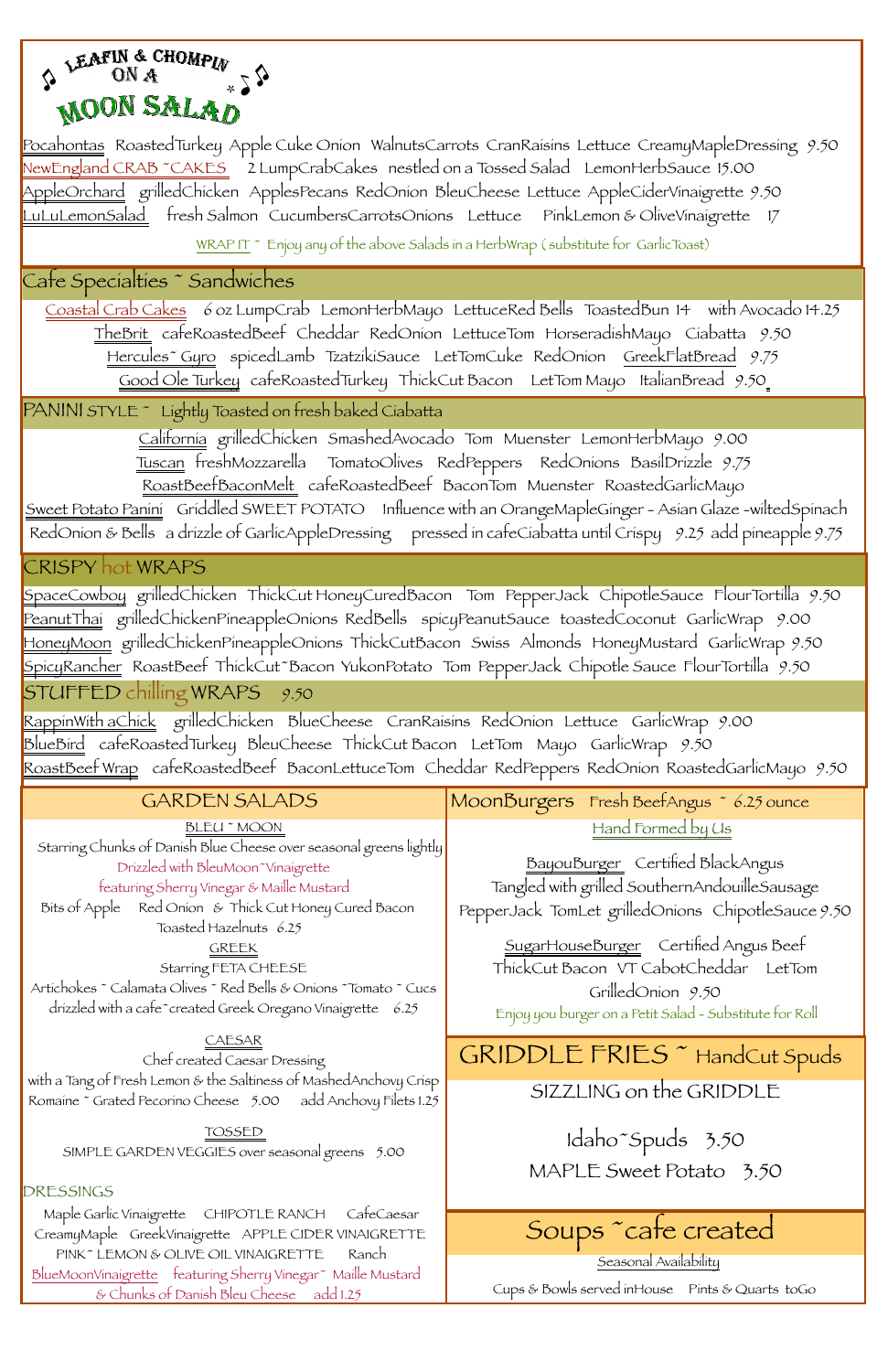# LEAFIN & CHOMPIN ON A MOON SALAD

Pocahontas RoastedTurkey Apple Cuke Onion WalnutsCarrots CranRaisins Lettuce CreamyMapleDressing 9.50

NewEngland CRAB ~CAKES 2 LumpCrabCakes nestled on a Tossed Salad LemonHerbSauce 15.00

AppleOrchard grilledChicken ApplesPecans RedOnion BleuCheese Lettuce AppleCiderVinaigrette 9.50

LuLuLemonSalad fresh Salmon CucumbersCarrotsOnions Lettuce PinkLemon & OliveVinaigrette 17

WRAP IT ~ Enjoy any of the above Salads in a HerbWrap ( substitute for GarlicToast)

## Cafe Specialties ~ Sandwiches

Coastal Crab Cakes 6 oz LumpCrab LemonHerbMayo LettuceRed Bells ToastedBun 14 with Avocado 14.25

TheBrit cafeRoastedBeef Cheddar RedOnion LettuceTom HorseradishMayo Ciabatta 9.50

Hercules~ Gyro spicedLamb TzatzikiSauce LetTomCuke RedOnion GreekFlatBread 9.75

Good Ole Turkey cafeRoastedTurkey ThickCut Bacon LetTom Mayo ItalianBread 9.50

## PANINI STYLE ~ Lightly Toasted on fresh baked Ciabatta

California grilledChicken SmashedAvocado Tom Muenster LemonHerbMayo 9.00

Tuscan freshMozzarella TomatoOlives RedPeppers RedOnions BasilDrizzle 9.75

RoastBeefBaconMelt cafeRoastedBeef BaconTom Muenster RoastedGarlicMayo

Sweet Potato Panini Griddled SWEET POTATO Influence with an OrangeMapleGinger - Asian Glaze -wiltedSpinach RedOnion & Bells a drizzle of GarlicAppleDressing pressed in cafeCiabatta until Crispy 9.25 add pineapple 9.75

## CRISPY hot WRAPS

SpaceCowboy grilledChicken ThickCut HoneyCuredBacon Tom PepperJack ChipotleSauce FlourTortilla 9.50

PeanutThai grilledChickenPineappleOnions RedBells spicyPeanutSauce toastedCoconut GarlicWrap 9.00

HoneyMoon grilledChickenPineappleOnions ThickCutBacon Swiss Almonds HoneyMustard GarlicWrap 9.50

SpicyRancher RoastBeef ThickCut~Bacon YukonPotato Tom PepperJack Chipotle Sauce FlourTortilla 9.50

## STUFFED chilling WRAPS 9.50

RappinWith aChick grilledChicken BlueCheese CranRaisins RedOnion Lettuce GarlicWrap 9.00

BlueBird cafeRoastedTurkey BleuCheese ThickCut Bacon LetTom Mayo GarlicWrap 9.50

RoastBeef Wrap cafeRoastedBeef BaconLettuceTom Cheddar RedPeppers RedOnion RoastedGarlicMayo 9.50

## GARDEN SALADS

**BLEU ~ MOON**

Starring Chunks of Danish Blue Cheese over seasonal greens lightly Drizzled with BleuMoon~Vinaigrette featuring Sherry Vinegar & Maille Mustard

Bits of Apple Red Onion & Thick Cut Honey Cured Bacon Toasted Hazelnuts 6.25

**GREEK**

Starring FETA CHEESE

Artichokes ~ Calamata Olives ~ Red Bells & Onions ~Tomato ~ Cucs drizzled with a cafe~created Greek Oregano Vinaigrette 6.25

**CAESAR**

Chef created Caesar Dressing with a Tang of Fresh Lemon & the Saltiness of MashedAnchovy Crisp Romaine ~ Grated Pecorino Cheese 5.00 add Anchovy Filets 1.25

**TOSSED**

SIMPLE GARDEN VEGGIES over seasonal greens 5.00

### DRESSINGS

Maple Garlic Vinaigrette CHIPOTLE RANCH CafeCaesar CreamyMaple GreekVinaigrette APPLE CIDER VINAIGRETTE PINK~ LEMON & OLIVE OIL VINAIGRETTE Ranch

BlueMoonVinaigrette featuring Sherry Vinegar~ Maille Mustard & Chunks of Danish Bleu Cheese add 1.25

## MoonBurgers Fresh BeefAngus ~ 6.25 ounce

Hand Formed by Us

BayouBurger Certified BlackAngus Tangled with grilled SouthernAndouilleSausage PepperJack TomLet grilledOnions ChipotleSauce 9.50

SugarHouseBurger Certified Angus Beef ThickCut Bacon VT CabotCheddar LetTom GrilledOnion 9.50

Enjoy you burger on a Petit Salad - Substitute for Roll

## GRIDDLE FRIES ~ HandCut Spuds

SIZZLING on the GRIDDLE

Idaho~Spuds 3.50

MAPLE Sweet Potato 3.50

## Soups ~cafe created

Seasonal Availability

Cups & Bowls served inHouse Pints & Quarts toGo